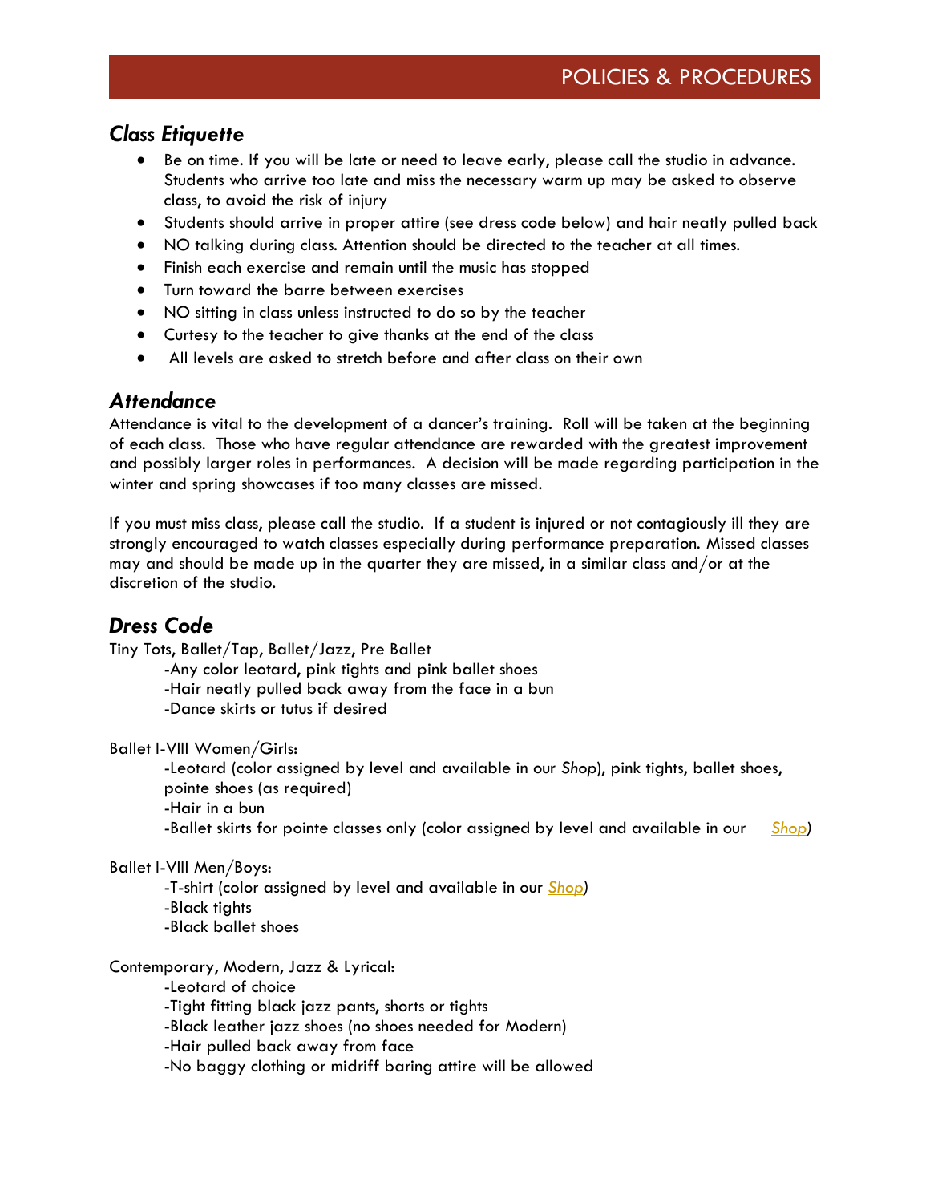# POLICIES & PROCEDURES

## *Class Etiquette*

- Be on time. If you will be late or need to leave early, please call the studio in advance. Students who arrive too late and miss the necessary warm up may be asked to observe class, to avoid the risk of injury
- Students should arrive in proper attire (see dress code below) and hair neatly pulled back
- NO talking during class. Attention should be directed to the teacher at all times.
- Finish each exercise and remain until the music has stopped
- Turn toward the barre between exercises
- NO sitting in class unless instructed to do so by the teacher
- Curtesy to the teacher to give thanks at the end of the class
- All levels are asked to stretch before and after class on their own

## *Attendance*

Attendance is vital to the development of a dancer's training. Roll will be taken at the beginning of each class. Those who have regular attendance are rewarded with the greatest improvement and possibly larger roles in performances. A decision will be made regarding participation in the winter and spring showcases if too many classes are missed.

If you must miss class, please call the studio. If a student is injured or not contagiously ill they are strongly encouraged to watch classes especially during performance preparation. Missed classes may and should be made up in the quarter they are missed, in a similar class and/or at the discretion of the studio.

## *Dress Code*

Tiny Tots, Ballet/Tap, Ballet/Jazz, Pre Ballet

-Any color leotard, pink tights and pink ballet shoes
-Hair neatly pulled back away from the face in a bun
-Dance skirts or tutus if desired

Ballet I-VIII Women/Girls:

-Leotard (color assigned by level and available in our *Shop*), pink tights, ballet shoes, pointe shoes (as required)
-Hair in a bun
-Ballet skirts for pointe classes only (color assigned by level and available in our *Shop*)

Ballet I-VIII Men/Boys:

-T-shirt (color assigned by level and available in our *Shop*)
-Black tights
-Black ballet shoes

Contemporary, Modern, Jazz & Lyrical:

-Leotard of choice
-Tight fitting black jazz pants, shorts or tights
-Black leather jazz shoes (no shoes needed for Modern)
-Hair pulled back away from face
-No baggy clothing or midriff baring attire will be allowed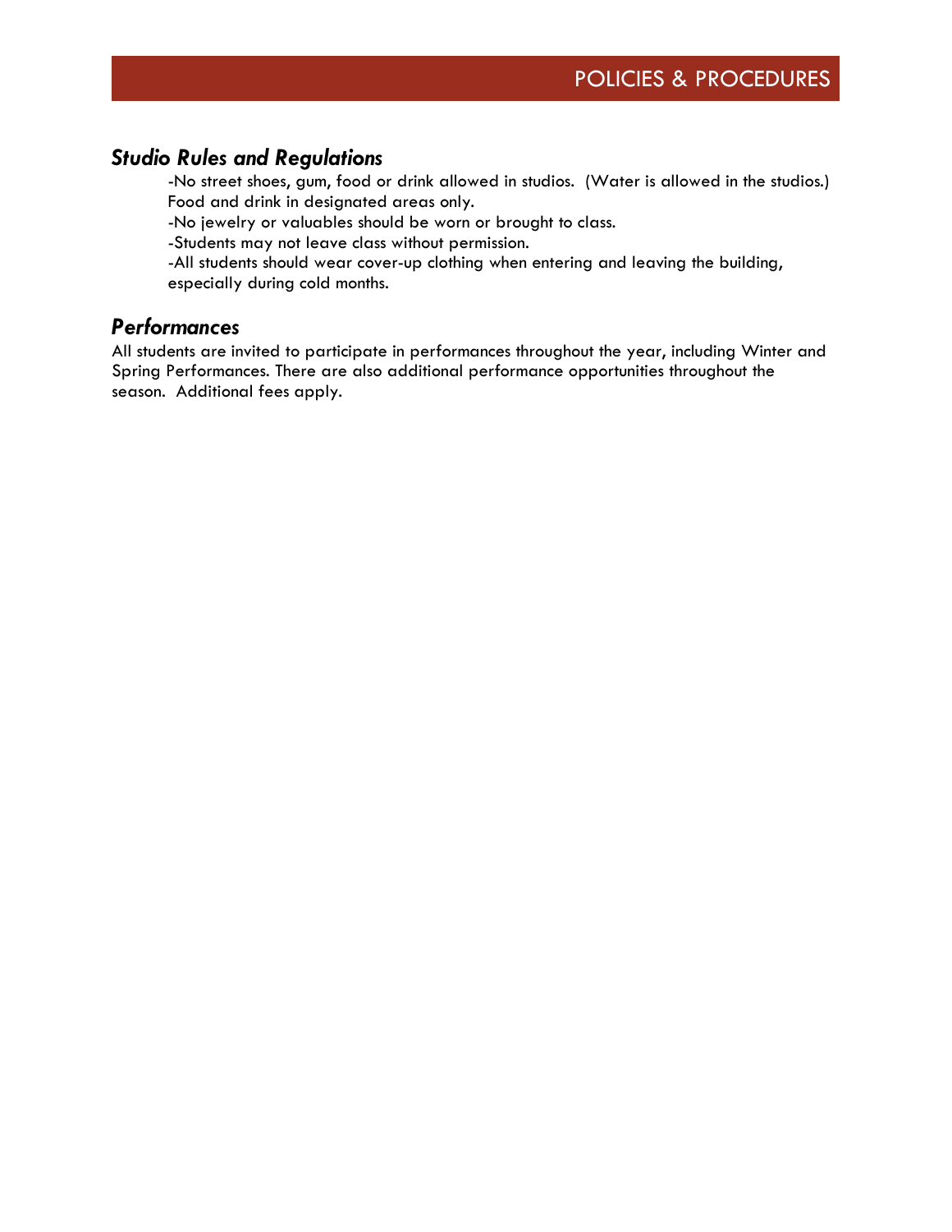# POLICIES & PROCEDURES

## *Studio Rules and Regulations*

-No street shoes, gum, food or drink allowed in studios. (Water is allowed in the studios.) Food and drink in designated areas only.

-No jewelry or valuables should be worn or brought to class.

-Students may not leave class without permission.

-All students should wear cover-up clothing when entering and leaving the building, especially during cold months.

## *Performances*

All students are invited to participate in performances throughout the year, including Winter and Spring Performances. There are also additional performance opportunities throughout the season. Additional fees apply.